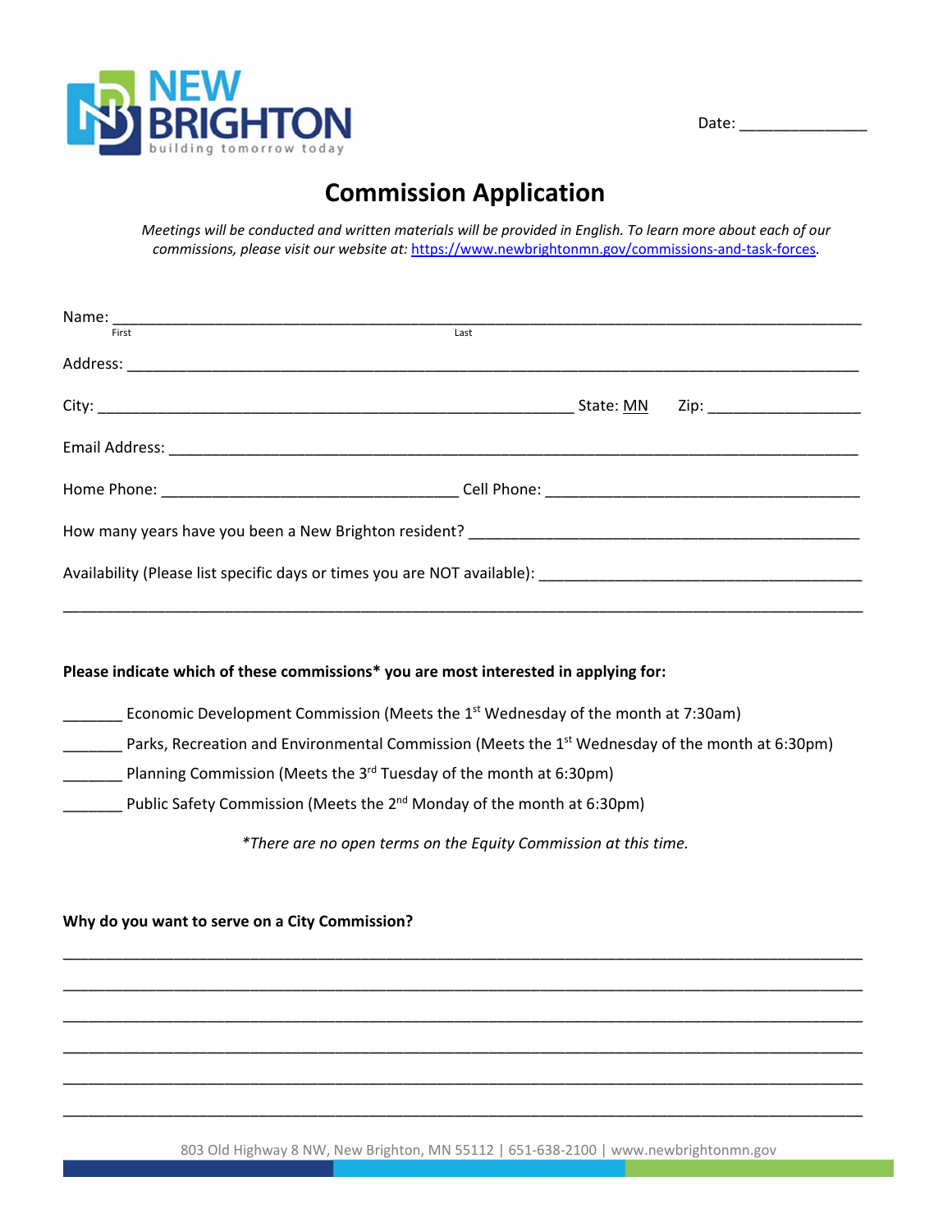NEW BRIGHTON
building tomorrow today

Date: _______________

# Commission Application

*Meetings will be conducted and written materials will be provided in English. To learn more about each of our commissions, please visit our website at: https://www.newbrightonmn.gov/commissions-and-task-forces.*

Name: ______________________________________________________________________________
First Last

Address: ____________________________________________________________________________

City: ____________________________________________________ State: MN Zip: __________________

Email Address: _______________________________________________________________________

Home Phone: __________________________________ Cell Phone: ____________________________________

How many years have you been a New Brighton resident? ____________________________________________

Availability (Please list specific days or times you are NOT available): _____________________________________

_____________________________________________________________________________________

**Please indicate which of these commissions* you are most interested in applying for:**

_______ Economic Development Commission (Meets the 1st Wednesday of the month at 7:30am)

_______ Parks, Recreation and Environmental Commission (Meets the 1st Wednesday of the month at 6:30pm)

_______ Planning Commission (Meets the 3rd Tuesday of the month at 6:30pm)

_______ Public Safety Commission (Meets the 2nd Monday of the month at 6:30pm)

*\*There are no open terms on the Equity Commission at this time.*

**Why do you want to serve on a City Commission?**

_____________________________________________________________________________________

_____________________________________________________________________________________

_____________________________________________________________________________________

_____________________________________________________________________________________

_____________________________________________________________________________________

_____________________________________________________________________________________

803 Old Highway 8 NW, New Brighton, MN 55112 | 651-638-2100 | www.newbrightonmn.gov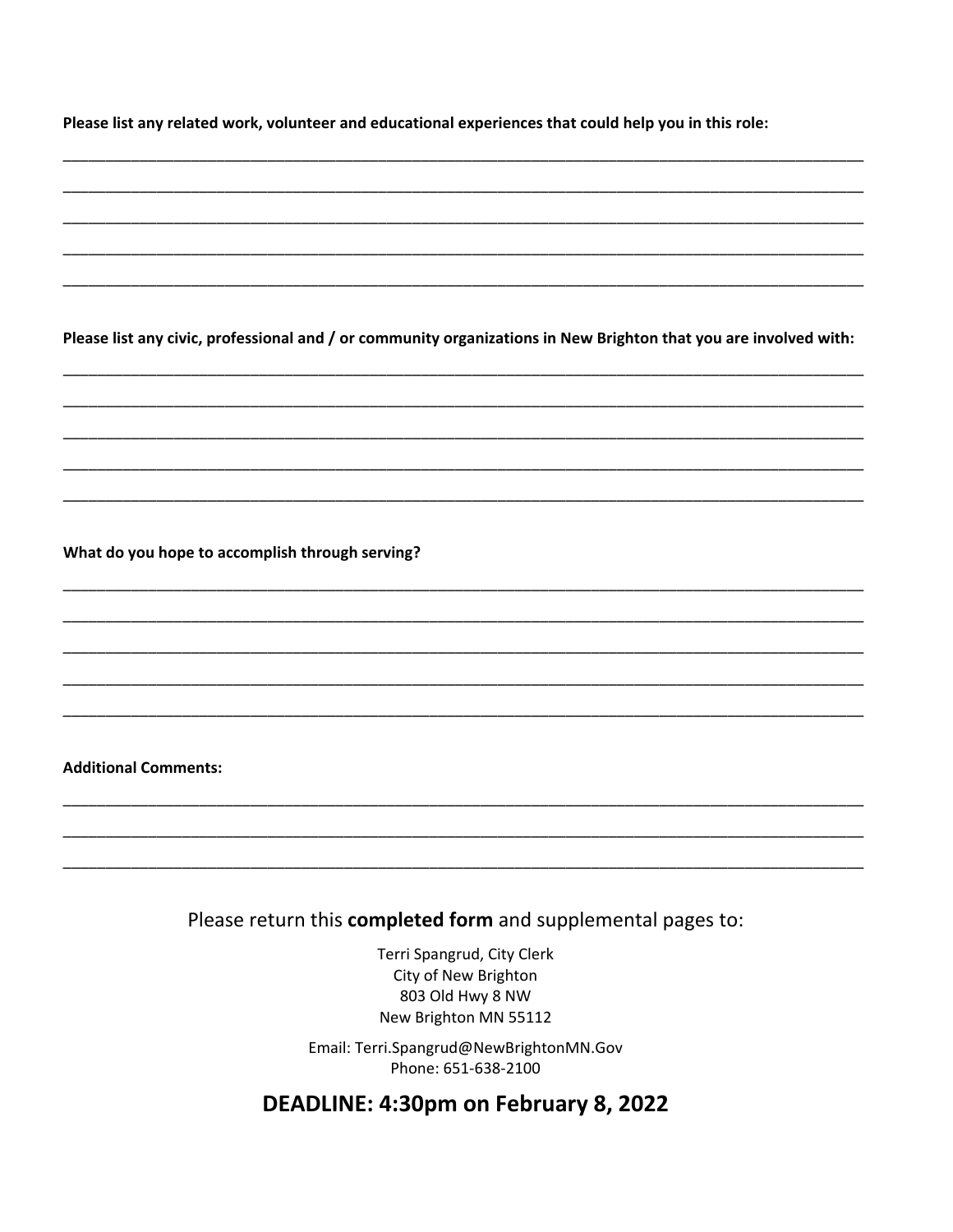**Please list any related work, volunteer and educational experiences that could help you in this role:**

_______________________________________________________________________________________________

_______________________________________________________________________________________________

_______________________________________________________________________________________________

_______________________________________________________________________________________________

_______________________________________________________________________________________________

**Please list any civic, professional and / or community organizations in New Brighton that you are involved with:**

_______________________________________________________________________________________________

_______________________________________________________________________________________________

_______________________________________________________________________________________________

_______________________________________________________________________________________________

_______________________________________________________________________________________________

**What do you hope to accomplish through serving?**

_______________________________________________________________________________________________

_______________________________________________________________________________________________

_______________________________________________________________________________________________

_______________________________________________________________________________________________

_______________________________________________________________________________________________

**Additional Comments:**

_______________________________________________________________________________________________

_______________________________________________________________________________________________

_______________________________________________________________________________________________

Please return this **completed form** and supplemental pages to:

Terri Spangrud, City Clerk
City of New Brighton
803 Old Hwy 8 NW
New Brighton MN 55112

Email: Terri.Spangrud@NewBrightonMN.Gov
Phone: 651-638-2100

## DEADLINE: 4:30pm on February 8, 2022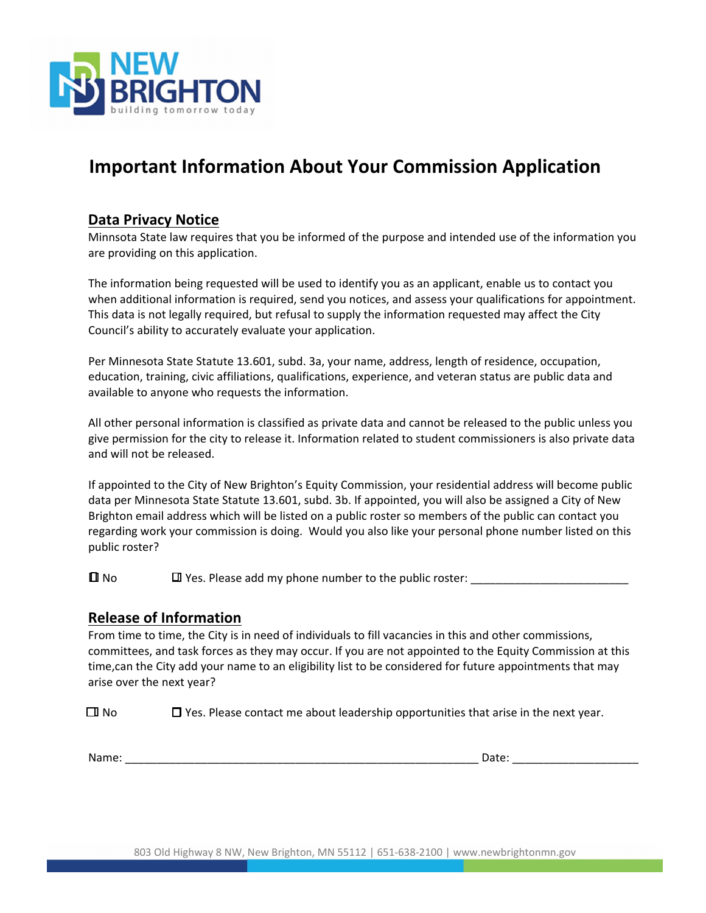# Important Information About Your Commission Application

## Data Privacy Notice

Minnsota State law requires that you be informed of the purpose and intended use of the information you are providing on this application.

The information being requested will be used to identify you as an applicant, enable us to contact you when additional information is required, send you notices, and assess your qualifications for appointment. This data is not legally required, but refusal to supply the information requested may affect the City Council's ability to accurately evaluate your application.

Per Minnesota State Statute 13.601, subd. 3a, your name, address, length of residence, occupation, education, training, civic affiliations, qualifications, experience, and veteran status are public data and available to anyone who requests the information.

All other personal information is classified as private data and cannot be released to the public unless you give permission for the city to release it. Information related to student commissioners is also private data and will not be released.

If appointed to the City of New Brighton's Equity Commission, your residential address will become public data per Minnesota State Statute 13.601, subd. 3b. If appointed, you will also be assigned a City of New Brighton email address which will be listed on a public roster so members of the public can contact you regarding work your commission is doing. Would you also like your personal phone number listed on this public roster?

☐ No ☐ Yes. Please add my phone number to the public roster: _________________________

## Release of Information

From time to time, the City is in need of individuals to fill vacancies in this and other commissions, committees, and task forces as they may occur. If you are not appointed to the Equity Commission at this time,can the City add your name to an eligibility list to be considered for future appointments that may arise over the next year?

☐ No ☐ Yes. Please contact me about leadership opportunities that arise in the next year.

Name: _________________________________________________________ Date: ____________________

803 Old Highway 8 NW, New Brighton, MN 55112 | 651-638-2100 | www.newbrightonmn.gov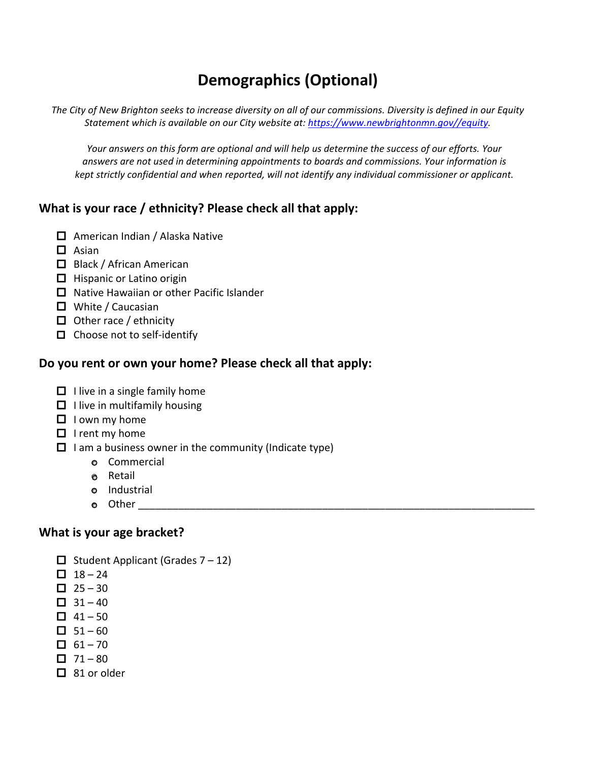# Demographics (Optional)

*The City of New Brighton seeks to increase diversity on all of our commissions. Diversity is defined in our Equity Statement which is available on our City website at: [https://www.newbrightonmn.gov//equity](https://www.newbrightonmn.gov//equity).*

*Your answers on this form are optional and will help us determine the success of our efforts. Your answers are not used in determining appointments to boards and commissions. Your information is kept strictly confidential and when reported, will not identify any individual commissioner or applicant.*

## What is your race / ethnicity? Please check all that apply:

- ☐ American Indian / Alaska Native
- ☐ Asian
- ☐ Black / African American
- ☐ Hispanic or Latino origin
- ☐ Native Hawaiian or other Pacific Islander
- ☐ White / Caucasian
- ☐ Other race / ethnicity
- ☐ Choose not to self-identify

## Do you rent or own your home? Please check all that apply:

- ☐ I live in a single family home
- ☐ I live in multifamily housing
- ☐ I own my home
- ☐ I rent my home
- ☐ I am a business owner in the community (Indicate type)
  - Commercial
  - Retail
  - Industrial
  - Other ______________________________________________________________________

## What is your age bracket?

- ☐ Student Applicant (Grades 7 – 12)
- ☐ 18 – 24
- ☐ 25 – 30
- ☐ 31 – 40
- ☐ 41 – 50
- ☐ 51 – 60
- ☐ 61 – 70
- ☐ 71 – 80
- ☐ 81 or older